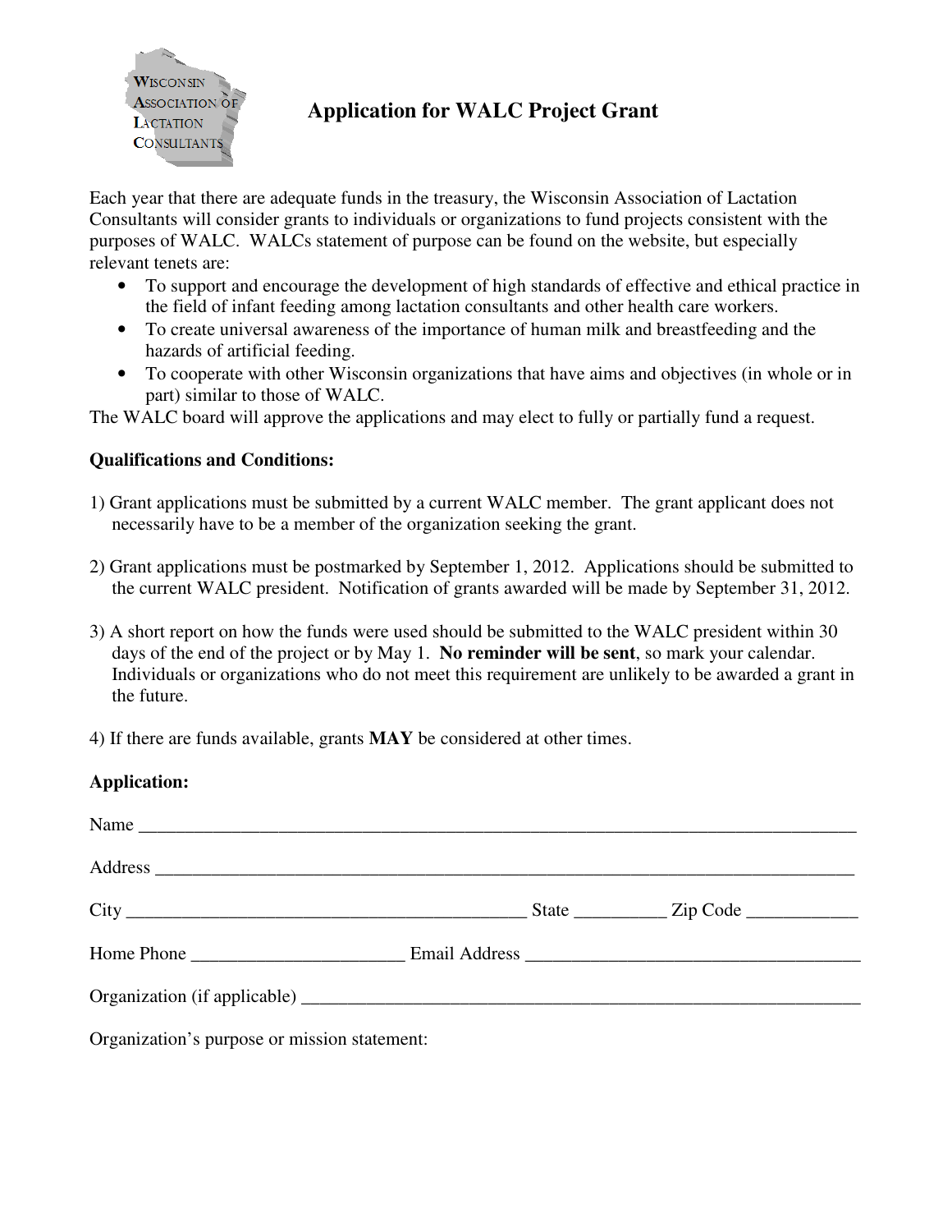WISCONSIN ASSOCIATION OF LACTATION CONSULTANTS

# Application for WALC Project Grant

Each year that there are adequate funds in the treasury, the Wisconsin Association of Lactation Consultants will consider grants to individuals or organizations to fund projects consistent with the purposes of WALC. WALCs statement of purpose can be found on the website, but especially relevant tenets are:

- To support and encourage the development of high standards of effective and ethical practice in the field of infant feeding among lactation consultants and other health care workers.
- To create universal awareness of the importance of human milk and breastfeeding and the hazards of artificial feeding.
- To cooperate with other Wisconsin organizations that have aims and objectives (in whole or in part) similar to those of WALC.

The WALC board will approve the applications and may elect to fully or partially fund a request.

**Qualifications and Conditions:**

1) Grant applications must be submitted by a current WALC member. The grant applicant does not necessarily have to be a member of the organization seeking the grant.

2) Grant applications must be postmarked by September 1, 2012. Applications should be submitted to the current WALC president. Notification of grants awarded will be made by September 31, 2012.

3) A short report on how the funds were used should be submitted to the WALC president within 30 days of the end of the project or by May 1. **No reminder will be sent**, so mark your calendar. Individuals or organizations who do not meet this requirement are unlikely to be awarded a grant in the future.

4) If there are funds available, grants **MAY** be considered at other times.

**Application:**

Name ______________________________________________________________________

Address ____________________________________________________________________

City ________________________________________ State _________ Zip Code ___________

Home Phone _____________________ Email Address __________________________________

Organization (if applicable) ______________________________________________________

Organization's purpose or mission statement: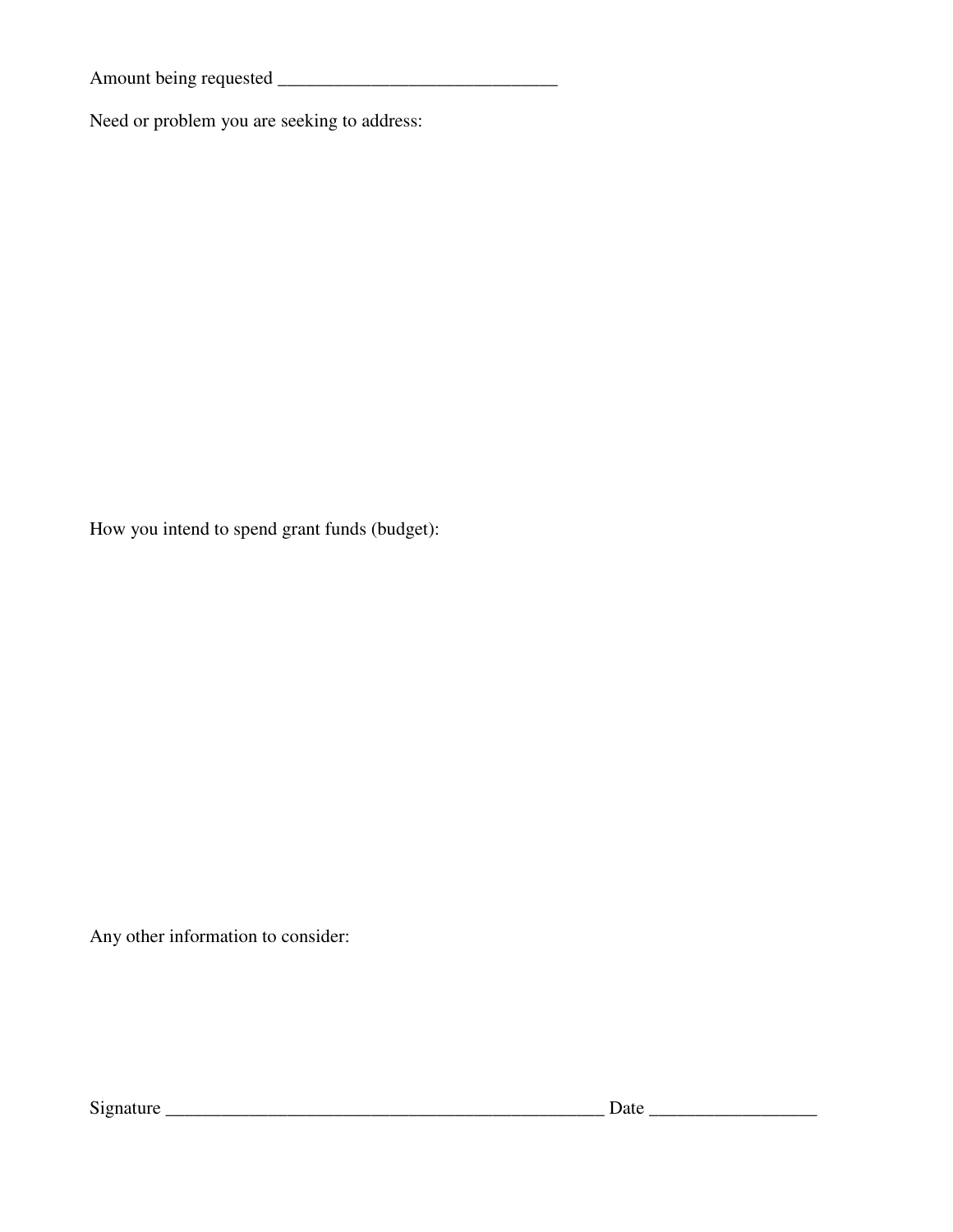Amount being requested ______________________________

Need or problem you are seeking to address:

How you intend to spend grant funds (budget):

Any other information to consider:

Signature ________________________________________________ Date __________________